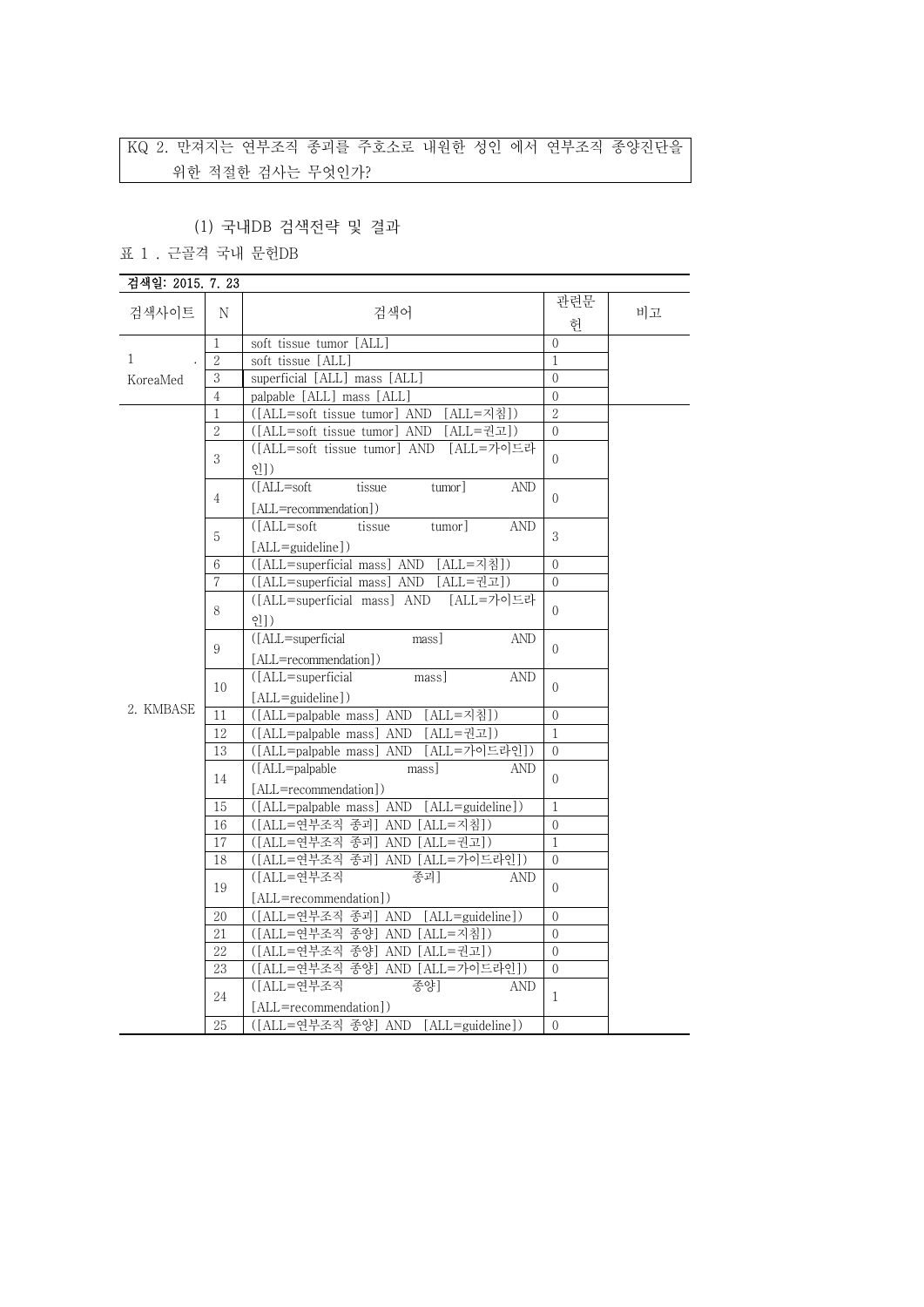KQ 2. 만져지는 연부조직 종괴를 주호소로 내원한 성인 에서 연부조직 종양진단을 위한 적절한 검사는 무엇인가?

(1) 국내DB 검색전략 및 결과

표 1 . 근골격 국내 문헌DB

검색일: 2015. 7. 23

| 검색사이트 | N | 검색어 | 관련문헌 | 비고 |
|---|---|---|---|---|
| 1. KoreaMed | 1 | soft tissue tumor [ALL] | 0 | |
| | 2 | soft tissue [ALL] | 1 | |
| | 3 | superficial [ALL] mass [ALL] | 0 | |
| | 4 | palpable [ALL] mass [ALL] | 0 | |
| 2. KMBASE | 1 | ([ALL=soft tissue tumor] AND [ALL=지침]) | 2 | |
| | 2 | ([ALL=soft tissue tumor] AND [ALL=권고]) | 0 | |
| | 3 | ([ALL=soft tissue tumor] AND [ALL=가이드라인]) | 0 | |
| | 4 | ([ALL=soft tissue tumor] AND [ALL=recommendation]) | 0 | |
| | 5 | ([ALL=soft tissue tumor] AND [ALL=guideline]) | 3 | |
| | 6 | ([ALL=superficial mass] AND [ALL=지침]) | 0 | |
| | 7 | ([ALL=superficial mass] AND [ALL=권고]) | 0 | |
| | 8 | ([ALL=superficial mass] AND [ALL=가이드라인]) | 0 | |
| | 9 | ([ALL=superficial mass] AND [ALL=recommendation]) | 0 | |
| | 10 | ([ALL=superficial mass] AND [ALL=guideline]) | 0 | |
| | 11 | ([ALL=palpable mass] AND [ALL=지침]) | 0 | |
| | 12 | ([ALL=palpable mass] AND [ALL=권고]) | 1 | |
| | 13 | ([ALL=palpable mass] AND [ALL=가이드라인]) | 0 | |
| | 14 | ([ALL=palpable mass] AND [ALL=recommendation]) | 0 | |
| | 15 | ([ALL=palpable mass] AND [ALL=guideline]) | 1 | |
| | 16 | ([ALL=연부조직 종괴] AND [ALL=지침]) | 0 | |
| | 17 | ([ALL=연부조직 종괴] AND [ALL=권고]) | 1 | |
| | 18 | ([ALL=연부조직 종괴] AND [ALL=가이드라인]) | 0 | |
| | 19 | ([ALL=연부조직 종괴] AND [ALL=recommendation]) | 0 | |
| | 20 | ([ALL=연부조직 종괴] AND [ALL=guideline]) | 0 | |
| | 21 | ([ALL=연부조직 종양] AND [ALL=지침]) | 0 | |
| | 22 | ([ALL=연부조직 종양] AND [ALL=권고]) | 0 | |
| | 23 | ([ALL=연부조직 종양] AND [ALL=가이드라인]) | 0 | |
| | 24 | ([ALL=연부조직 종양] AND [ALL=recommendation]) | 1 | |
| | 25 | ([ALL=연부조직 종양] AND [ALL=guideline]) | 0 | |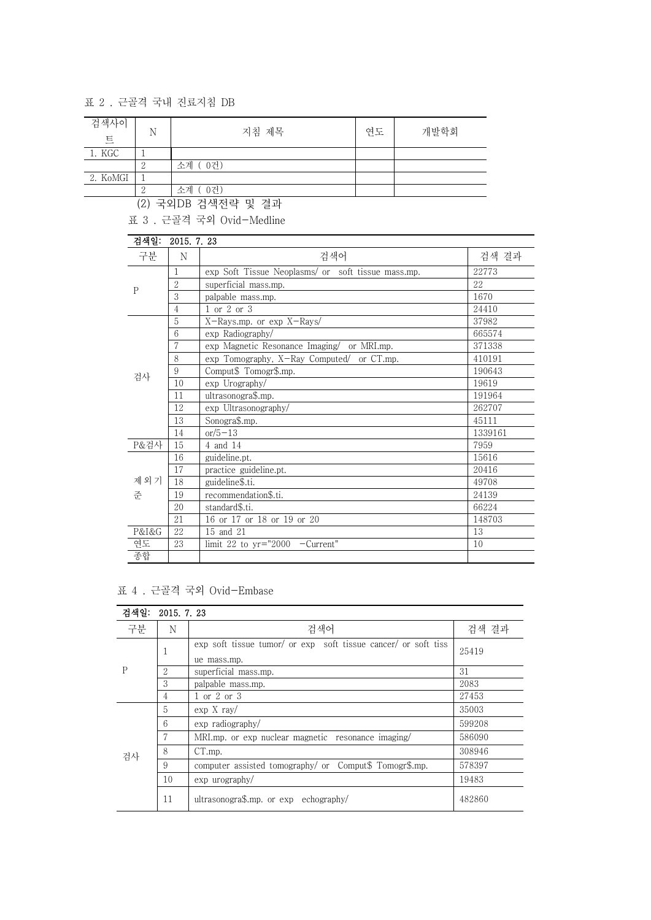표 2 . 근골격 국내 진료지침 DB

| 검색사이트 | N | 지침 제목 | 연도 | 개발학회 |
|---|---|---|---|---|
| 1. KGC | 1 | | | |
| | 2 | 소계 ( 0건) | | |
| 2. KoMGI | 1 | | | |
| | 2 | 소계 ( 0건) | | |

(2) 국외DB 검색전략 및 결과

표 3 . 근골격 국외 Ovid-Medline

| 검색일: 2015. 7. 23 | | | |
|---|---|---|---|
| 구분 | N | 검색어 | 검색 결과 |
| P | 1 | exp Soft Tissue Neoplasms/ or soft tissue mass.mp. | 22773 |
| | 2 | superficial mass.mp. | 22 |
| | 3 | palpable mass.mp. | 1670 |
| | 4 | 1 or 2 or 3 | 24410 |
| 검사 | 5 | X-Rays.mp. or exp X-Rays/ | 37982 |
| | 6 | exp Radiography/ | 665574 |
| | 7 | exp Magnetic Resonance Imaging/ or MRI.mp. | 371338 |
| | 8 | exp Tomography, X-Ray Computed/ or CT.mp. | 410191 |
| | 9 | Comput$ Tomogr$.mp. | 190643 |
| | 10 | exp Urography/ | 19619 |
| | 11 | ultrasonogra$.mp. | 191964 |
| | 12 | exp Ultrasonography/ | 262707 |
| | 13 | Sonogra$.mp. | 45111 |
| | 14 | or/5-13 | 1339161 |
| P&검사 | 15 | 4 and 14 | 7959 |
| 제외기준 | 16 | guideline.pt. | 15616 |
| | 17 | practice guideline.pt. | 20416 |
| | 18 | guideline$.ti. | 49708 |
| | 19 | recommendation$.ti. | 24139 |
| | 20 | standard$.ti. | 66224 |
| | 21 | 16 or 17 or 18 or 19 or 20 | 148703 |
| P&I&G | 22 | 15 and 21 | 13 |
| 연도 | 23 | limit 22 to yr="2000 -Current" | 10 |
| 종합 | | | |

표 4 . 근골격 국외 Ovid-Embase

| 검색일: 2015. 7. 23 | | | |
|---|---|---|---|
| 구분 | N | 검색어 | 검색 결과 |
| P | 1 | exp soft tissue tumor/ or exp soft tissue cancer/ or soft tissue mass.mp. | 25419 |
| | 2 | superficial mass.mp. | 31 |
| | 3 | palpable mass.mp. | 2083 |
| | 4 | 1 or 2 or 3 | 27453 |
| 검사 | 5 | exp X ray/ | 35003 |
| | 6 | exp radiography/ | 599208 |
| | 7 | MRI.mp. or exp nuclear magnetic resonance imaging/ | 586090 |
| | 8 | CT.mp. | 308946 |
| | 9 | computer assisted tomography/ or Comput$ Tomogr$.mp. | 578397 |
| | 10 | exp urography/ | 19483 |
| | 11 | ultrasonogra$.mp. or exp echography/ | 482860 |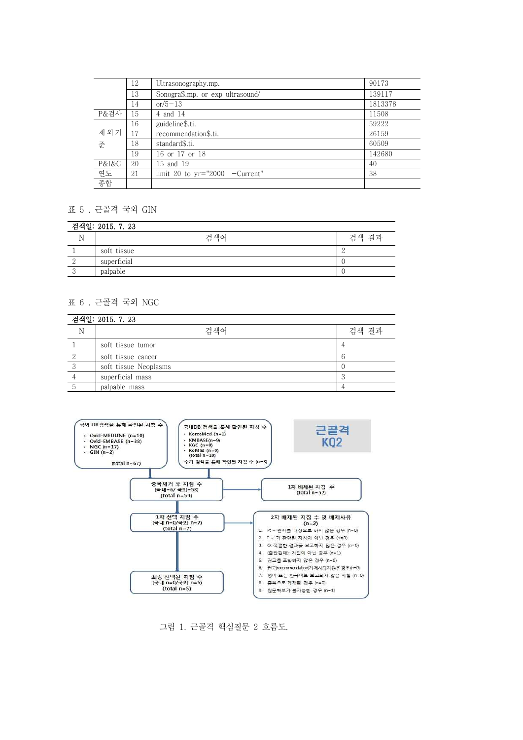| | | | |
|---|---|---|---|
| | 12 | Ultrasonography.mp. | 90173 |
| | 13 | Sonogra$.mp. or exp ultrasound/ | 139117 |
| | 14 | or/5-13 | 1813378 |
| P&검사 | 15 | 4 and 14 | 11508 |
| 제외기준 | 16 | guideline$.ti. | 59222 |
| | 17 | recommendation$.ti. | 26159 |
| | 18 | standard$.ti. | 60509 |
| | 19 | 16 or 17 or 18 | 142680 |
| P&I&G | 20 | 15 and 19 | 40 |
| 연도 | 21 | limit 20 to yr="2000 -Current" | 38 |
| 종합 | | | |

표 5 . 근골격 국외 GIN

| 검색일: 2015. 7. 23 | | |
|---|---|---|
| N | 검색어 | 검색 결과 |
| 1 | soft tissue | 2 |
| 2 | superficial | 0 |
| 3 | palpable | 0 |

표 6 . 근골격 국외 NGC

| 검색일: 2015. 7. 23 | | |
|---|---|---|
| N | 검색어 | 검색 결과 |
| 1 | soft tissue tumor | 4 |
| 2 | soft tissue cancer | 6 |
| 3 | soft tissue Neoplasms | 0 |
| 4 | superficial mass | 3 |
| 5 | palpable mass | 4 |

근골격 KQ2

국외 DB검색을 통해 확인된 지침 수
- Ovid-MEDLINE (n=10)
- Ovid-EMBASE (n=38)
- NGC (n=17)
- GIN (n=2)

(total n=67)

국내DB 검색을 통해 확인된 지침 수
- KoreaMed (n=1)
- KMBASE(n=9)
- KGC (n=0)
- KoMGI (n=0)

(total n=10)

수기 검색을 통해 확인된 지침 수 (n=3)

중복제거 후 지침 수
(국내=6/ 국외=53)
(total n=59)

1차 배제된 지침 수
(total n=52)

1차 선택 지침 수
(국내 n=0/국외 n=7)
(total n=7)

2차 배제된 지침 수 및 배제사유
(n=2)
1. P: - 환자를 대상으로 하지 않은 경우 (n=0)
2. I - 과 관련된 지침이 아닌 경우 (n=0)
3. O: 적절한 결과를 보고하지 않은 경우 (n=0)
4. (출판형태): 지침이 아닌 경우 (n=1)
5. 권고를 포함하지 않은 경우 (n=0)
6. 권고(recommendation)가 제시되지 않은 경우 (n=0)
7. 영어 또는 한국어로 보고되지 않은 지침 (n=0)
8. 중복으로 게재된 경우 (n=0)
9. 원문확보가 불가능한 경우 (n=1)

최종 선택된 지침 수
(국내 n=0/국외 n=5)
(total n=5)

그림 1. 근골격 핵심질문 2 흐름도.